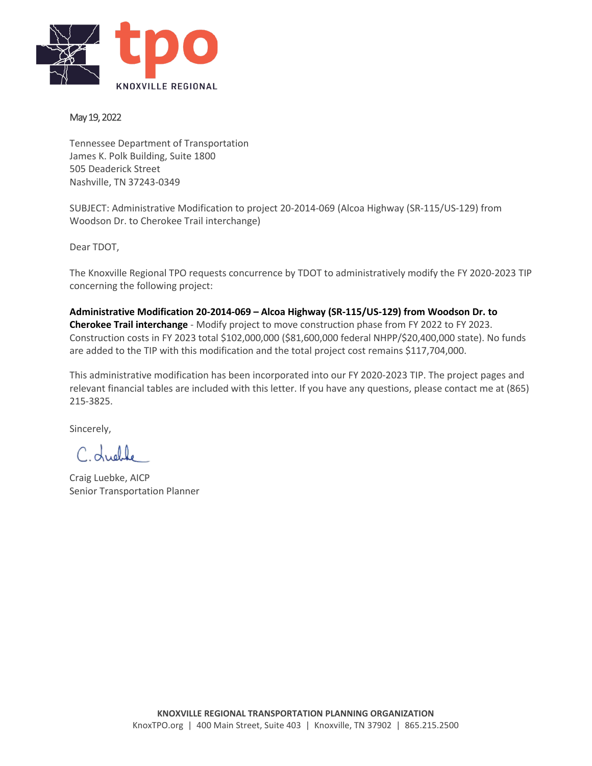KNOXVILLE REGIONAL tpo

May 19, 2022

Tennessee Department of Transportation
James K. Polk Building, Suite 1800
505 Deaderick Street
Nashville, TN 37243-0349

SUBJECT: Administrative Modification to project 20-2014-069 (Alcoa Highway (SR-115/US-129) from Woodson Dr. to Cherokee Trail interchange)

Dear TDOT,

The Knoxville Regional TPO requests concurrence by TDOT to administratively modify the FY 2020-2023 TIP concerning the following project:

**Administrative Modification 20-2014-069 – Alcoa Highway (SR-115/US-129) from Woodson Dr. to Cherokee Trail interchange** - Modify project to move construction phase from FY 2022 to FY 2023. Construction costs in FY 2023 total $102,000,000 ($81,600,000 federal NHPP/$20,400,000 state). No funds are added to the TIP with this modification and the total project cost remains $117,704,000.

This administrative modification has been incorporated into our FY 2020-2023 TIP. The project pages and relevant financial tables are included with this letter. If you have any questions, please contact me at (865) 215-3825.

Sincerely,

C. Luebke

Craig Luebke, AICP
Senior Transportation Planner

**KNOXVILLE REGIONAL TRANSPORTATION PLANNING ORGANIZATION**
KnoxTPO.org | 400 Main Street, Suite 403 | Knoxville, TN 37902 | 865.215.2500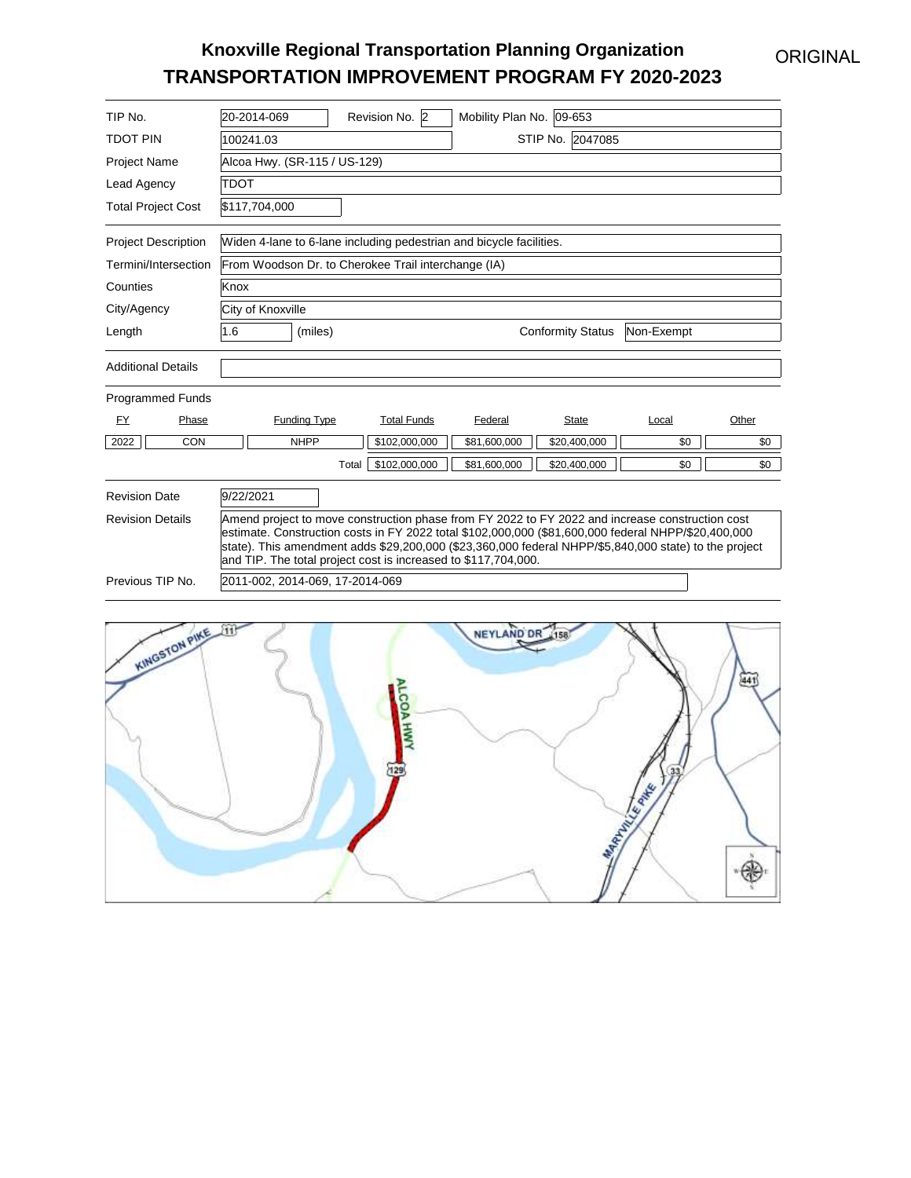# Knoxville Regional Transportation Planning Organization
# TRANSPORTATION IMPROVEMENT PROGRAM FY 2020-2023

ORIGINAL

| | |
|---|---|
| TIP No. | 20-2014-069 |
| Revision No. | 2 |
| Mobility Plan No. | 09-653 |
| TDOT PIN | 100241.03 |
| STIP No. | 2047085 |
| Project Name | Alcoa Hwy. (SR-115 / US-129) |
| Lead Agency | TDOT |
| Total Project Cost | $117,704,000 |
| Project Description | Widen 4-lane to 6-lane including pedestrian and bicycle facilities. |
| Termini/Intersection | From Woodson Dr. to Cherokee Trail interchange (IA) |
| Counties | Knox |
| City/Agency | City of Knoxville |
| Length | 1.6 (miles) |
| Conformity Status | Non-Exempt |
| Additional Details | |

**Programmed Funds**

| FY | Phase | Funding Type | Total Funds | Federal | State | Local | Other |
|---|---|---|---|---|---|---|---|
| 2022 | CON | NHPP | $102,000,000 | $81,600,000 | $20,400,000 | $0 | $0 |
| | | Total | $102,000,000 | $81,600,000 | $20,400,000 | $0 | $0 |

| | |
|---|---|
| Revision Date | 9/22/2021 |
| Revision Details | Amend project to move construction phase from FY 2022 to FY 2022 and increase construction cost estimate. Construction costs in FY 2022 total $102,000,000 ($81,600,000 federal NHPP/$20,400,000 state). This amendment adds $29,200,000 ($23,360,000 federal NHPP/$5,840,000 state) to the project and TIP. The total project cost is increased to $117,704,000. |
| Previous TIP No. | 2011-002, 2014-069, 17-2014-069 |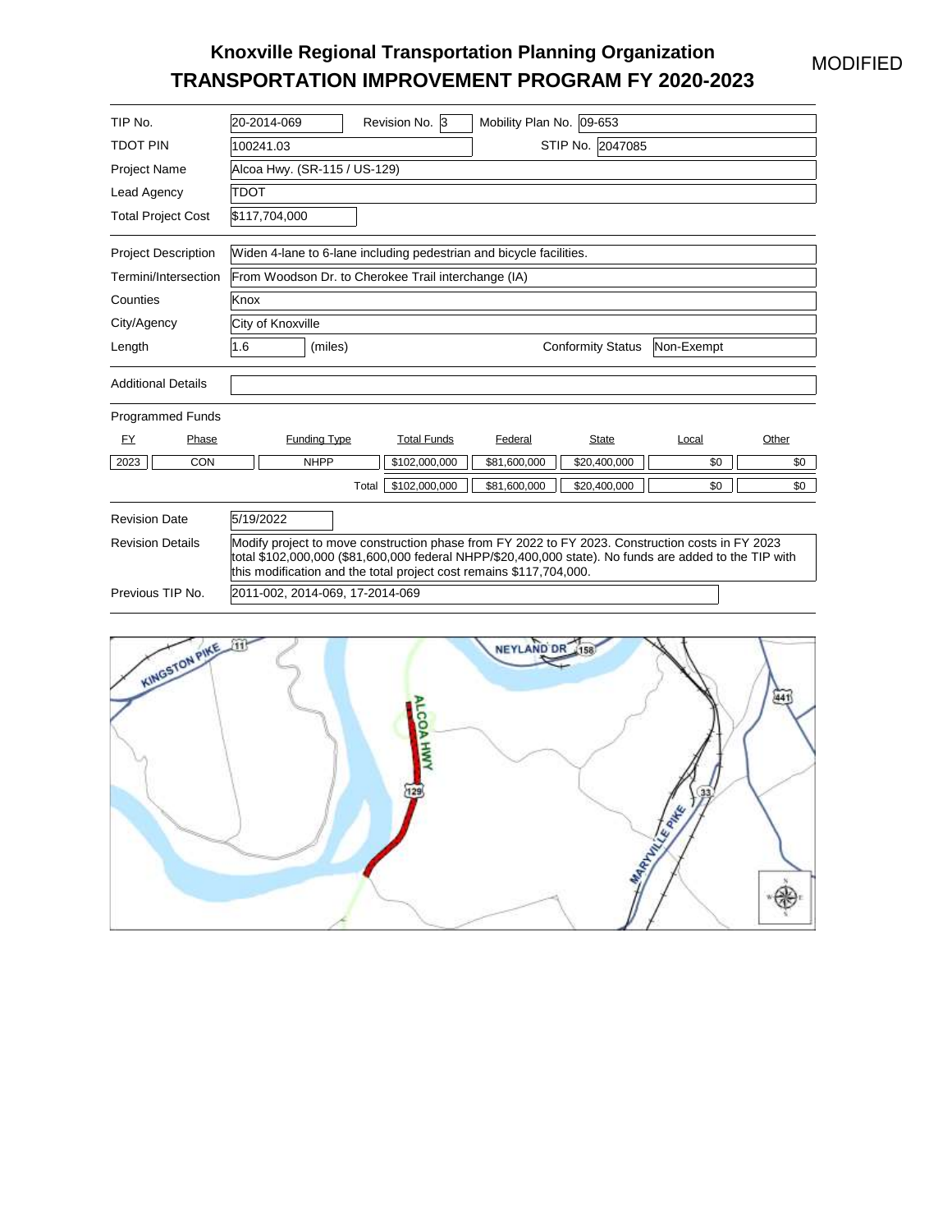# Knoxville Regional Transportation Planning Organization
# TRANSPORTATION IMPROVEMENT PROGRAM FY 2020-2023

MODIFIED

| | |
|---|---|
| TIP No. | 20-2014-069 |
| Revision No. | 3 |
| Mobility Plan No. | 09-653 |
| TDOT PIN | 100241.03 |
| STIP No. | 2047085 |
| Project Name | Alcoa Hwy. (SR-115 / US-129) |
| Lead Agency | TDOT |
| Total Project Cost | $117,704,000 |
| Project Description | Widen 4-lane to 6-lane including pedestrian and bicycle facilities. |
| Termini/Intersection | From Woodson Dr. to Cherokee Trail interchange (IA) |
| Counties | Knox |
| City/Agency | City of Knoxville |
| Length | 1.6 (miles) |
| Conformity Status | Non-Exempt |
| Additional Details | |

Programmed Funds

| FY | Phase | Funding Type | Total Funds | Federal | State | Local | Other |
|---|---|---|---|---|---|---|---|
| 2023 | CON | NHPP | $102,000,000 | $81,600,000 | $20,400,000 | $0 | $0 |
| | | Total | $102,000,000 | $81,600,000 | $20,400,000 | $0 | $0 |

| | |
|---|---|
| Revision Date | 5/19/2022 |
| Revision Details | Modify project to move construction phase from FY 2022 to FY 2023. Construction costs in FY 2023 total $102,000,000 ($81,600,000 federal NHPP/$20,400,000 state). No funds are added to the TIP with this modification and the total project cost remains $117,704,000. |
| Previous TIP No. | 2011-002, 2014-069, 17-2014-069 |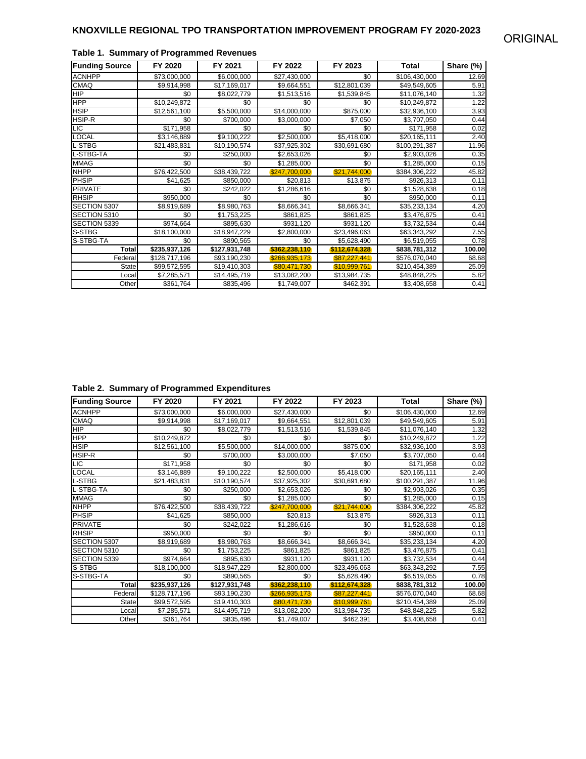# KNOXVILLE REGIONAL TPO TRANSPORTATION IMPROVEMENT PROGRAM FY 2020-2023

ORIGINAL

## Table 1. Summary of Programmed Revenues

| Funding Source | FY 2020 | FY 2021 | FY 2022 | FY 2023 | Total | Share (%) |
|---|---|---|---|---|---|---|
| ACNHPP | $73,000,000 | $6,000,000 | $27,430,000 | $0 | $106,430,000 | 12.69 |
| CMAQ | $9,914,998 | $17,169,017 | $9,664,551 | $12,801,039 | $49,549,605 | 5.91 |
| HIP | $0 | $8,022,779 | $1,513,516 | $1,539,845 | $11,076,140 | 1.32 |
| HPP | $10,249,872 | $0 | $0 | $0 | $10,249,872 | 1.22 |
| HSIP | $12,561,100 | $5,500,000 | $14,000,000 | $875,000 | $32,936,100 | 3.93 |
| HSIP-R | $0 | $700,000 | $3,000,000 | $7,050 | $3,707,050 | 0.44 |
| LIC | $171,958 | $0 | $0 | $0 | $171,958 | 0.02 |
| LOCAL | $3,146,889 | $9,100,222 | $2,500,000 | $5,418,000 | $20,165,111 | 2.40 |
| L-STBG | $21,483,831 | $10,190,574 | $37,925,302 | $30,691,680 | $100,291,387 | 11.96 |
| L-STBG-TA | $0 | $250,000 | $2,653,026 | $0 | $2,903,026 | 0.35 |
| MMAG | $0 | $0 | $1,285,000 | $0 | $1,285,000 | 0.15 |
| NHPP | $76,422,500 | $38,439,722 | $247,700,000 | $21,744,000 | $384,306,222 | 45.82 |
| PHSIP | $41,625 | $850,000 | $20,813 | $13,875 | $926,313 | 0.11 |
| PRIVATE | $0 | $242,022 | $1,286,616 | $0 | $1,528,638 | 0.18 |
| RHSIP | $950,000 | $0 | $0 | $0 | $950,000 | 0.11 |
| SECTION 5307 | $8,919,689 | $8,980,763 | $8,666,341 | $8,666,341 | $35,233,134 | 4.20 |
| SECTION 5310 | $0 | $1,753,225 | $861,825 | $861,825 | $3,476,875 | 0.41 |
| SECTION 5339 | $974,664 | $895,630 | $931,120 | $931,120 | $3,732,534 | 0.44 |
| S-STBG | $18,100,000 | $18,947,229 | $2,800,000 | $23,496,063 | $63,343,292 | 7.55 |
| S-STBG-TA | $0 | $890,565 | $0 | $5,628,490 | $6,519,055 | 0.78 |
| **Total** | **$235,937,126** | **$127,931,748** | **$362,238,110** | **$112,674,328** | **$838,781,312** | **100.00** |
| Federal | $128,717,196 | $93,190,230 | $266,935,173 | $87,227,441 | $576,070,040 | 68.68 |
| State | $99,572,595 | $19,410,303 | $80,471,730 | $10,999,761 | $210,454,389 | 25.09 |
| Local | $7,285,571 | $14,495,719 | $13,082,200 | $13,984,735 | $48,848,225 | 5.82 |
| Other | $361,764 | $835,496 | $1,749,007 | $462,391 | $3,408,658 | 0.41 |

## Table 2. Summary of Programmed Expenditures

| Funding Source | FY 2020 | FY 2021 | FY 2022 | FY 2023 | Total | Share (%) |
|---|---|---|---|---|---|---|
| ACNHPP | $73,000,000 | $6,000,000 | $27,430,000 | $0 | $106,430,000 | 12.69 |
| CMAQ | $9,914,998 | $17,169,017 | $9,664,551 | $12,801,039 | $49,549,605 | 5.91 |
| HIP | $0 | $8,022,779 | $1,513,516 | $1,539,845 | $11,076,140 | 1.32 |
| HPP | $10,249,872 | $0 | $0 | $0 | $10,249,872 | 1.22 |
| HSIP | $12,561,100 | $5,500,000 | $14,000,000 | $875,000 | $32,936,100 | 3.93 |
| HSIP-R | $0 | $700,000 | $3,000,000 | $7,050 | $3,707,050 | 0.44 |
| LIC | $171,958 | $0 | $0 | $0 | $171,958 | 0.02 |
| LOCAL | $3,146,889 | $9,100,222 | $2,500,000 | $5,418,000 | $20,165,111 | 2.40 |
| L-STBG | $21,483,831 | $10,190,574 | $37,925,302 | $30,691,680 | $100,291,387 | 11.96 |
| L-STBG-TA | $0 | $250,000 | $2,653,026 | $0 | $2,903,026 | 0.35 |
| MMAG | $0 | $0 | $1,285,000 | $0 | $1,285,000 | 0.15 |
| NHPP | $76,422,500 | $38,439,722 | $247,700,000 | $21,744,000 | $384,306,222 | 45.82 |
| PHSIP | $41,625 | $850,000 | $20,813 | $13,875 | $926,313 | 0.11 |
| PRIVATE | $0 | $242,022 | $1,286,616 | $0 | $1,528,638 | 0.18 |
| RHSIP | $950,000 | $0 | $0 | $0 | $950,000 | 0.11 |
| SECTION 5307 | $8,919,689 | $8,980,763 | $8,666,341 | $8,666,341 | $35,233,134 | 4.20 |
| SECTION 5310 | $0 | $1,753,225 | $861,825 | $861,825 | $3,476,875 | 0.41 |
| SECTION 5339 | $974,664 | $895,630 | $931,120 | $931,120 | $3,732,534 | 0.44 |
| S-STBG | $18,100,000 | $18,947,229 | $2,800,000 | $23,496,063 | $63,343,292 | 7.55 |
| S-STBG-TA | $0 | $890,565 | $0 | $5,628,490 | $6,519,055 | 0.78 |
| **Total** | **$235,937,126** | **$127,931,748** | **$362,238,110** | **$112,674,328** | **$838,781,312** | **100.00** |
| Federal | $128,717,196 | $93,190,230 | $266,935,173 | $87,227,441 | $576,070,040 | 68.68 |
| State | $99,572,595 | $19,410,303 | $80,471,730 | $10,999,761 | $210,454,389 | 25.09 |
| Local | $7,285,571 | $14,495,719 | $13,082,200 | $13,984,735 | $48,848,225 | 5.82 |
| Other | $361,764 | $835,496 | $1,749,007 | $462,391 | $3,408,658 | 0.41 |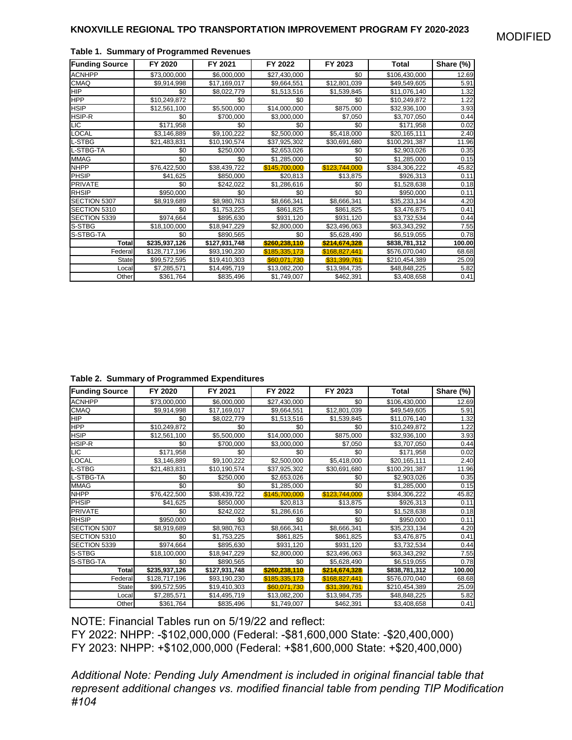# KNOXVILLE REGIONAL TPO TRANSPORTATION IMPROVEMENT PROGRAM FY 2020-2023

MODIFIED

**Table 1. Summary of Programmed Revenues**

| Funding Source | FY 2020 | FY 2021 | FY 2022 | FY 2023 | Total | Share (%) |
|---|---|---|---|---|---|---|
| ACNHPP | \$73,000,000 | \$6,000,000 | \$27,430,000 | \$0 | \$106,430,000 | 12.69 |
| CMAQ | \$9,914,998 | \$17,169,017 | \$9,664,551 | \$12,801,039 | \$49,549,605 | 5.91 |
| HIP | \$0 | \$8,022,779 | \$1,513,516 | \$1,539,845 | \$11,076,140 | 1.32 |
| HPP | \$10,249,872 | \$0 | \$0 | \$0 | \$10,249,872 | 1.22 |
| HSIP | \$12,561,100 | \$5,500,000 | \$14,000,000 | \$875,000 | \$32,936,100 | 3.93 |
| HSIP-R | \$0 | \$700,000 | \$3,000,000 | \$7,050 | \$3,707,050 | 0.44 |
| LIC | \$171,958 | \$0 | \$0 | \$0 | \$171,958 | 0.02 |
| LOCAL | \$3,146,889 | \$9,100,222 | \$2,500,000 | \$5,418,000 | \$20,165,111 | 2.40 |
| L-STBG | \$21,483,831 | \$10,190,574 | \$37,925,302 | \$30,691,680 | \$100,291,387 | 11.96 |
| L-STBG-TA | \$0 | \$250,000 | \$2,653,026 | \$0 | \$2,903,026 | 0.35 |
| MMAG | \$0 | \$0 | \$1,285,000 | \$0 | \$1,285,000 | 0.15 |
| NHPP | \$76,422,500 | \$38,439,722 | \$145,700,000 | \$123,744,000 | \$384,306,222 | 45.82 |
| PHSIP | \$41,625 | \$850,000 | \$20,813 | \$13,875 | \$926,313 | 0.11 |
| PRIVATE | \$0 | \$242,022 | \$1,286,616 | \$0 | \$1,528,638 | 0.18 |
| RHSIP | \$950,000 | \$0 | \$0 | \$0 | \$950,000 | 0.11 |
| SECTION 5307 | \$8,919,689 | \$8,980,763 | \$8,666,341 | \$8,666,341 | \$35,233,134 | 4.20 |
| SECTION 5310 | \$0 | \$1,753,225 | \$861,825 | \$861,825 | \$3,476,875 | 0.41 |
| SECTION 5339 | \$974,664 | \$895,630 | \$931,120 | \$931,120 | \$3,732,534 | 0.44 |
| S-STBG | \$18,100,000 | \$18,947,229 | \$2,800,000 | \$23,496,063 | \$63,343,292 | 7.55 |
| S-STBG-TA | \$0 | \$890,565 | \$0 | \$5,628,490 | \$6,519,055 | 0.78 |
| **Total** | **\$235,937,126** | **\$127,931,748** | **\$260,238,110** | **\$214,674,328** | **\$838,781,312** | **100.00** |
| Federal | \$128,717,196 | \$93,190,230 | \$185,335,173 | \$168,827,441 | \$576,070,040 | 68.68 |
| State | \$99,572,595 | \$19,410,303 | \$60,071,730 | \$31,399,761 | \$210,454,389 | 25.09 |
| Local | \$7,285,571 | \$14,495,719 | \$13,082,200 | \$13,984,735 | \$48,848,225 | 5.82 |
| Other | \$361,764 | \$835,496 | \$1,749,007 | \$462,391 | \$3,408,658 | 0.41 |

**Table 2. Summary of Programmed Expenditures**

| Funding Source | FY 2020 | FY 2021 | FY 2022 | FY 2023 | Total | Share (%) |
|---|---|---|---|---|---|---|
| ACNHPP | \$73,000,000 | \$6,000,000 | \$27,430,000 | \$0 | \$106,430,000 | 12.69 |
| CMAQ | \$9,914,998 | \$17,169,017 | \$9,664,551 | \$12,801,039 | \$49,549,605 | 5.91 |
| HIP | \$0 | \$8,022,779 | \$1,513,516 | \$1,539,845 | \$11,076,140 | 1.32 |
| HPP | \$10,249,872 | \$0 | \$0 | \$0 | \$10,249,872 | 1.22 |
| HSIP | \$12,561,100 | \$5,500,000 | \$14,000,000 | \$875,000 | \$32,936,100 | 3.93 |
| HSIP-R | \$0 | \$700,000 | \$3,000,000 | \$7,050 | \$3,707,050 | 0.44 |
| LIC | \$171,958 | \$0 | \$0 | \$0 | \$171,958 | 0.02 |
| LOCAL | \$3,146,889 | \$9,100,222 | \$2,500,000 | \$5,418,000 | \$20,165,111 | 2.40 |
| L-STBG | \$21,483,831 | \$10,190,574 | \$37,925,302 | \$30,691,680 | \$100,291,387 | 11.96 |
| L-STBG-TA | \$0 | \$250,000 | \$2,653,026 | \$0 | \$2,903,026 | 0.35 |
| MMAG | \$0 | \$0 | \$1,285,000 | \$0 | \$1,285,000 | 0.15 |
| NHPP | \$76,422,500 | \$38,439,722 | \$145,700,000 | \$123,744,000 | \$384,306,222 | 45.82 |
| PHSIP | \$41,625 | \$850,000 | \$20,813 | \$13,875 | \$926,313 | 0.11 |
| PRIVATE | \$0 | \$242,022 | \$1,286,616 | \$0 | \$1,528,638 | 0.18 |
| RHSIP | \$950,000 | \$0 | \$0 | \$0 | \$950,000 | 0.11 |
| SECTION 5307 | \$8,919,689 | \$8,980,763 | \$8,666,341 | \$8,666,341 | \$35,233,134 | 4.20 |
| SECTION 5310 | \$0 | \$1,753,225 | \$861,825 | \$861,825 | \$3,476,875 | 0.41 |
| SECTION 5339 | \$974,664 | \$895,630 | \$931,120 | \$931,120 | \$3,732,534 | 0.44 |
| S-STBG | \$18,100,000 | \$18,947,229 | \$2,800,000 | \$23,496,063 | \$63,343,292 | 7.55 |
| S-STBG-TA | \$0 | \$890,565 | \$0 | \$5,628,490 | \$6,519,055 | 0.78 |
| **Total** | **\$235,937,126** | **\$127,931,748** | **\$260,238,110** | **\$214,674,328** | **\$838,781,312** | **100.00** |
| Federal | \$128,717,196 | \$93,190,230 | \$185,335,173 | \$168,827,441 | \$576,070,040 | 68.68 |
| State | \$99,572,595 | \$19,410,303 | \$60,071,730 | \$31,399,761 | \$210,454,389 | 25.09 |
| Local | \$7,285,571 | \$14,495,719 | \$13,082,200 | \$13,984,735 | \$48,848,225 | 5.82 |
| Other | \$361,764 | \$835,496 | \$1,749,007 | \$462,391 | \$3,408,658 | 0.41 |

NOTE: Financial Tables run on 5/19/22 and reflect:
FY 2022: NHPP: -\$102,000,000 (Federal: -\$81,600,000 State: -\$20,400,000)
FY 2023: NHPP: +\$102,000,000 (Federal: +\$81,600,000 State: +\$20,400,000)

*Additional Note: Pending July Amendment is included in original financial table that represent additional changes vs. modified financial table from pending TIP Modification #104*